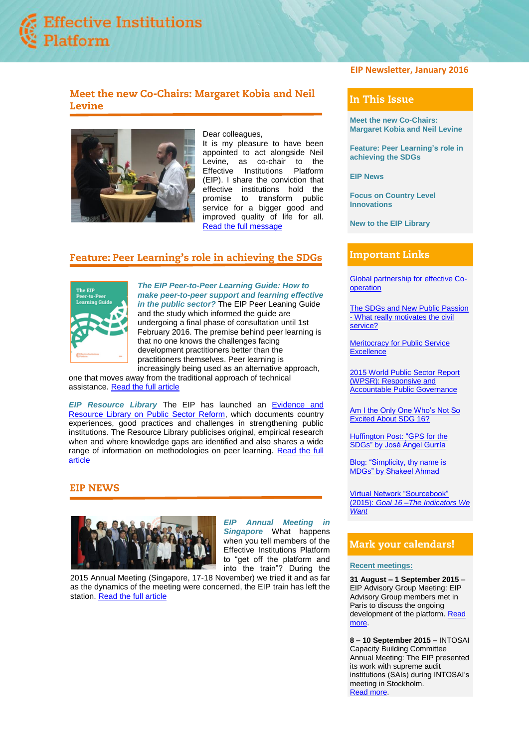# Effective Institutions Platform

EIP Newsletter, January 2016

## Meet the new Co-Chairs: Margaret Kobia and Neil Levine

Dear colleagues,
It is my pleasure to have been appointed to act alongside Neil Levine, as co-chair to the Effective Institutions Platform (EIP). I share the conviction that effective institutions hold the promise to transform public service for a bigger good and improved quality of life for all. Read the full message

## Feature: Peer Learning's role in achieving the SDGs

***The EIP Peer-to-Peer Learning Guide: How to make peer-to-peer support and learning effective in the public sector?*** The EIP Peer Leaning Guide and the study which informed the guide are undergoing a final phase of consultation until 1st February 2016. The premise behind peer learning is that no one knows the challenges facing development practitioners better than the practitioners themselves. Peer learning is increasingly being used as an alternative approach, one that moves away from the traditional approach of technical assistance. Read the full article

***EIP Resource Library*** The EIP has launched an Evidence and Resource Library on Public Sector Reform, which documents country experiences, good practices and challenges in strengthening public institutions. The Resource Library publicises original, empirical research when and where knowledge gaps are identified and also shares a wide range of information on methodologies on peer learning. Read the full article

## EIP NEWS

***EIP Annual Meeting in Singapore*** What happens when you tell members of the Effective Institutions Platform to "get off the platform and into the train"? During the 2015 Annual Meeting (Singapore, 17-18 November) we tried it and as far as the dynamics of the meeting were concerned, the EIP train has left the station. Read the full article

## In This Issue

- Meet the new Co-Chairs: Margaret Kobia and Neil Levine
- Feature: Peer Learning's role in achieving the SDGs
- EIP News
- Focus on Country Level Innovations
- New to the EIP Library

## Important Links

- Global partnership for effective Co-operation
- The SDGs and New Public Passion - What really motivates the civil service?
- Meritocracy for Public Service Excellence
- 2015 World Public Sector Report (WPSR): Responsive and Accountable Public Governance
- Am I the Only One Who's Not So Excited About SDG 16?
- Huffington Post: "GPS for the SDGs" by José Ángel Gurría
- Blog: "Simplicity, thy name is MDGs" by Shakeel Ahmad
- Virtual Network "Sourcebook" (2015): *Goal 16 –The Indicators We Want*

## Mark your calendars!

**Recent meetings:**

**31 August – 1 September 2015** – EIP Advisory Group Meeting: EIP Advisory Group members met in Paris to discuss the ongoing development of the platform. Read more.

**8 – 10 September 2015 –** INTOSAI Capacity Building Committee Annual Meeting: The EIP presented its work with supreme audit institutions (SAIs) during INTOSAI's meeting in Stockholm. Read more.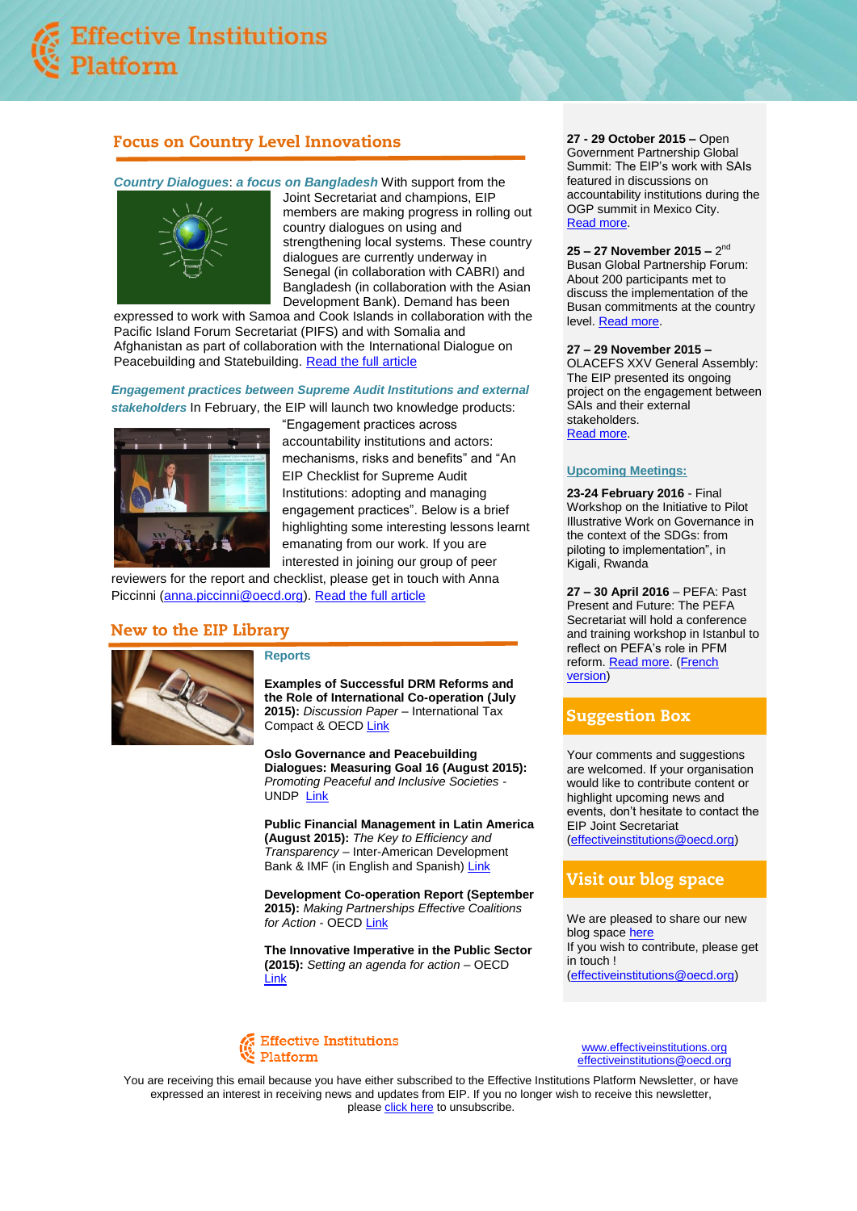# Effective Institutions Platform

## Focus on Country Level Innovations

***Country Dialogues**: **a focus on Bangladesh*** With support from the Joint Secretariat and champions, EIP members are making progress in rolling out country dialogues on using and strengthening local systems. These country dialogues are currently underway in Senegal (in collaboration with CABRI) and Bangladesh (in collaboration with the Asian Development Bank). Demand has been expressed to work with Samoa and Cook Islands in collaboration with the Pacific Island Forum Secretariat (PIFS) and with Somalia and Afghanistan as part of collaboration with the International Dialogue on Peacebuilding and Statebuilding. Read the full article

***Engagement practices between Supreme Audit Institutions and external stakeholders*** In February, the EIP will launch two knowledge products: "Engagement practices across accountability institutions and actors: mechanisms, risks and benefits" and "An EIP Checklist for Supreme Audit Institutions: adopting and managing engagement practices". Below is a brief highlighting some interesting lessons learnt emanating from our work. If you are interested in joining our group of peer reviewers for the report and checklist, please get in touch with Anna Piccinni (anna.piccinni@oecd.org). Read the full article

## New to the EIP Library

**Reports**

**Examples of Successful DRM Reforms and the Role of International Co-operation (July 2015):** *Discussion Paper* – International Tax Compact & OECD Link

**Oslo Governance and Peacebuilding Dialogues: Measuring Goal 16 (August 2015):** *Promoting Peaceful and Inclusive Societies* - UNDP Link

**Public Financial Management in Latin America (August 2015):** *The Key to Efficiency and Transparency* – Inter-American Development Bank & IMF (in English and Spanish) Link

**Development Co-operation Report (September 2015):** *Making Partnerships Effective Coalitions for Action* - OECD Link

**The Innovative Imperative in the Public Sector (2015):** *Setting an agenda for action* – OECD Link

**27 - 29 October 2015 –** Open Government Partnership Global Summit: The EIP's work with SAIs featured in discussions on accountability institutions during the OGP summit in Mexico City. Read more.

**25 – 27 November 2015 –** 2nd Busan Global Partnership Forum: About 200 participants met to discuss the implementation of the Busan commitments at the country level. Read more.

**27 – 29 November 2015 –** OLACEFS XXV General Assembly: The EIP presented its ongoing project on the engagement between SAIs and their external stakeholders. Read more.

**Upcoming Meetings:**

**23-24 February 2016** - Final Workshop on the Initiative to Pilot Illustrative Work on Governance in the context of the SDGs: from piloting to implementation", in Kigali, Rwanda

**27 – 30 April 2016** – PEFA: Past Present and Future: The PEFA Secretariat will hold a conference and training workshop in Istanbul to reflect on PEFA's role in PFM reform. Read more. (French version)

## Suggestion Box

Your comments and suggestions are welcomed. If your organisation would like to contribute content or highlight upcoming news and events, don't hesitate to contact the EIP Joint Secretariat (effectiveinstitutions@oecd.org)

## Visit our blog space

We are pleased to share our new blog space here
If you wish to contribute, please get in touch !
(effectiveinstitutions@oecd.org)

Effective Institutions Platform

www.effectiveinstitutions.org
effectiveinstitutions@oecd.org

You are receiving this email because you have either subscribed to the Effective Institutions Platform Newsletter, or have expressed an interest in receiving news and updates from EIP. If you no longer wish to receive this newsletter, please click here to unsubscribe.